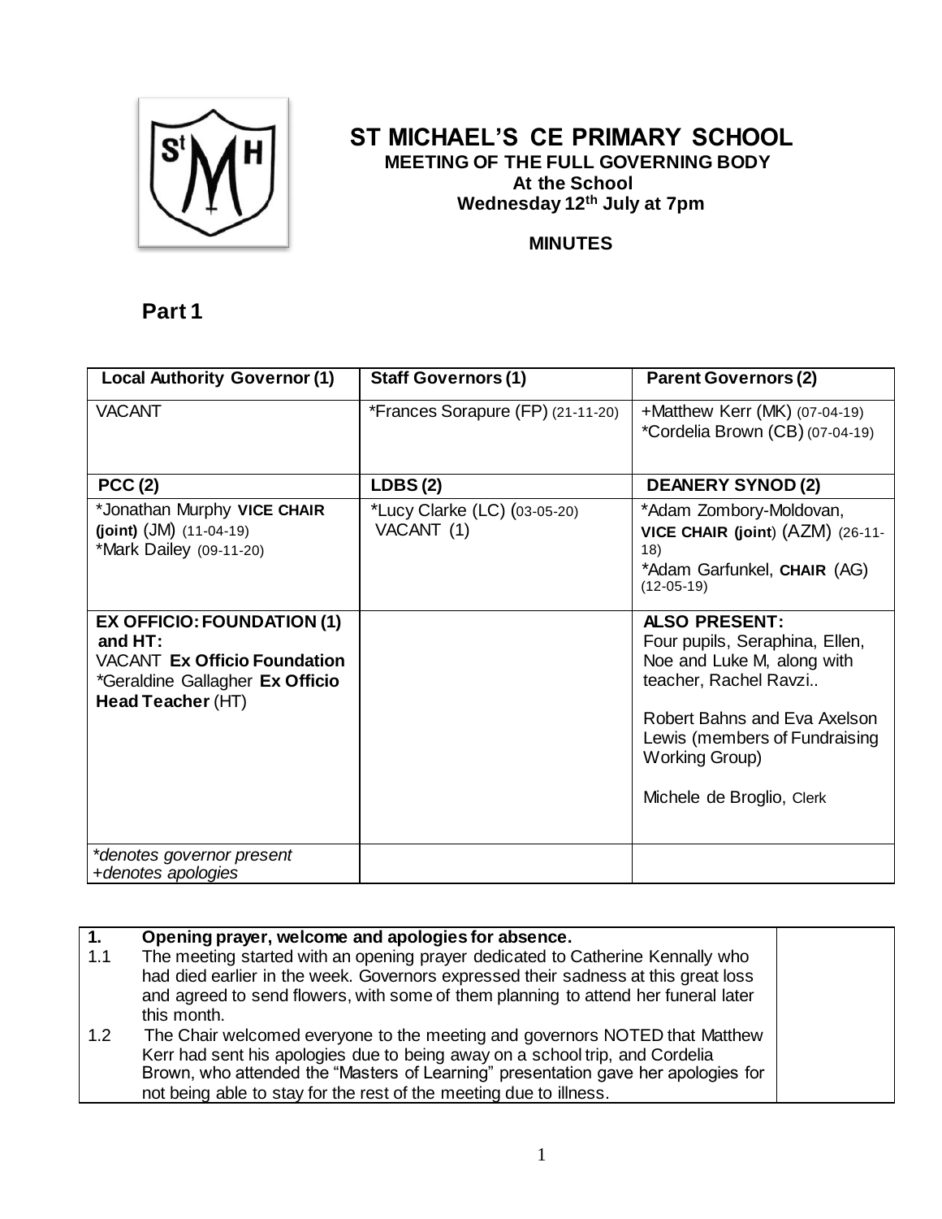# ST MICHAEL'S CE PRIMARY SCHOOL

**MEETING OF THE FULL GOVERNING BODY**
**At the School**
**Wednesday 12th July at 7pm**

**MINUTES**

## Part 1

| Local Authority Governor (1) | Staff Governors (1) | Parent Governors (2) |
|---|---|---|
| VACANT | *Frances Sorapure (FP) (21-11-20) | +Matthew Kerr (MK) (07-04-19)<br>*Cordelia Brown (CB) (07-04-19) |
| **PCC (2)** | **LDBS (2)** | **DEANERY SYNOD (2)** |
| *Jonathan Murphy **VICE CHAIR (joint)** (JM) (11-04-19)<br>*Mark Dailey (09-11-20) | *Lucy Clarke (LC) (03-05-20)<br>VACANT (1) | *Adam Zombory-Moldovan, **VICE CHAIR (joint)** (AZM) (26-11-18)<br>*Adam Garfunkel, **CHAIR** (AG) (12-05-19) |
| **EX OFFICIO: FOUNDATION (1) and HT:**<br>VACANT **Ex Officio Foundation**<br>*Geraldine Gallagher **Ex Officio Head Teacher** (HT) | | **ALSO PRESENT:**<br>Four pupils, Seraphina, Ellen, Noe and Luke M, along with teacher, Rachel Ravzi..<br><br>Robert Bahns and Eva Axelson Lewis (members of Fundraising Working Group)<br><br>Michele de Broglio, Clerk |
| *\*denotes governor present*<br>*+denotes apologies* | | |

| | | |
|---|---|---|
| **1.** | **Opening prayer, welcome and apologies for absence.** | |
| 1.1 | The meeting started with an opening prayer dedicated to Catherine Kennally who had died earlier in the week. Governors expressed their sadness at this great loss and agreed to send flowers, with some of them planning to attend her funeral later this month. | |
| 1.2 | The Chair welcomed everyone to the meeting and governors NOTED that Matthew Kerr had sent his apologies due to being away on a school trip, and Cordelia Brown, who attended the "Masters of Learning" presentation gave her apologies for not being able to stay for the rest of the meeting due to illness. | |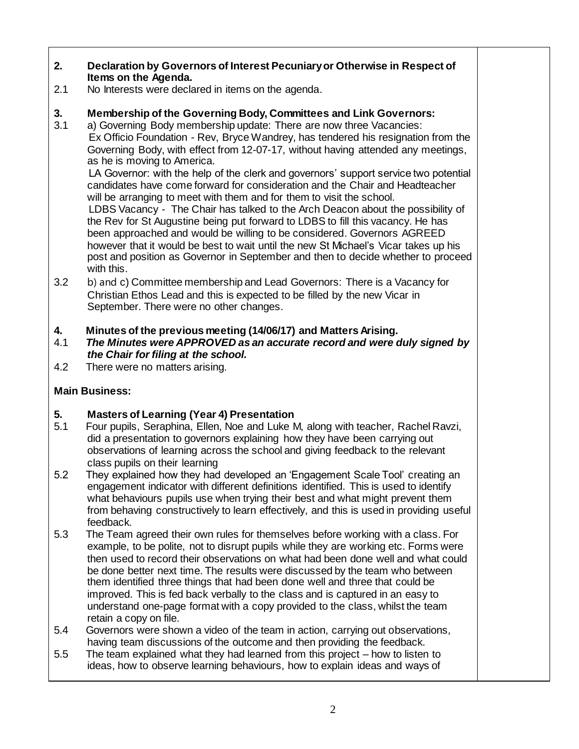**2. Declaration by Governors of Interest Pecuniary or Otherwise in Respect of Items on the Agenda.**

2.1 No Interests were declared in items on the agenda.

**3. Membership of the Governing Body, Committees and Link Governors:**

3.1 a) Governing Body membership update: There are now three Vacancies:
Ex Officio Foundation - Rev, Bryce Wandrey, has tendered his resignation from the Governing Body, with effect from 12-07-17, without having attended any meetings, as he is moving to America.
LA Governor: with the help of the clerk and governors' support service two potential candidates have come forward for consideration and the Chair and Headteacher will be arranging to meet with them and for them to visit the school.
LDBS Vacancy - The Chair has talked to the Arch Deacon about the possibility of the Rev for St Augustine being put forward to LDBS to fill this vacancy. He has been approached and would be willing to be considered. Governors AGREED however that it would be best to wait until the new St Michael's Vicar takes up his post and position as Governor in September and then to decide whether to proceed with this.

3.2 b) and c) Committee membership and Lead Governors: There is a Vacancy for Christian Ethos Lead and this is expected to be filled by the new Vicar in September. There were no other changes.

**4. Minutes of the previous meeting (14/06/17) and Matters Arising.**

4.1 ***The Minutes were APPROVED as an accurate record and were duly signed by the Chair for filing at the school.***

4.2 There were no matters arising.

**Main Business:**

**5. Masters of Learning (Year 4) Presentation**

5.1 Four pupils, Seraphina, Ellen, Noe and Luke M, along with teacher, Rachel Ravzi, did a presentation to governors explaining how they have been carrying out observations of learning across the school and giving feedback to the relevant class pupils on their learning

5.2 They explained how they had developed an 'Engagement Scale Tool' creating an engagement indicator with different definitions identified. This is used to identify what behaviours pupils use when trying their best and what might prevent them from behaving constructively to learn effectively, and this is used in providing useful feedback.

5.3 The Team agreed their own rules for themselves before working with a class. For example, to be polite, not to disrupt pupils while they are working etc. Forms were then used to record their observations on what had been done well and what could be done better next time. The results were discussed by the team who between them identified three things that had been done well and three that could be improved. This is fed back verbally to the class and is captured in an easy to understand one-page format with a copy provided to the class, whilst the team retain a copy on file.

5.4 Governors were shown a video of the team in action, carrying out observations, having team discussions of the outcome and then providing the feedback.

5.5 The team explained what they had learned from this project – how to listen to ideas, how to observe learning behaviours, how to explain ideas and ways of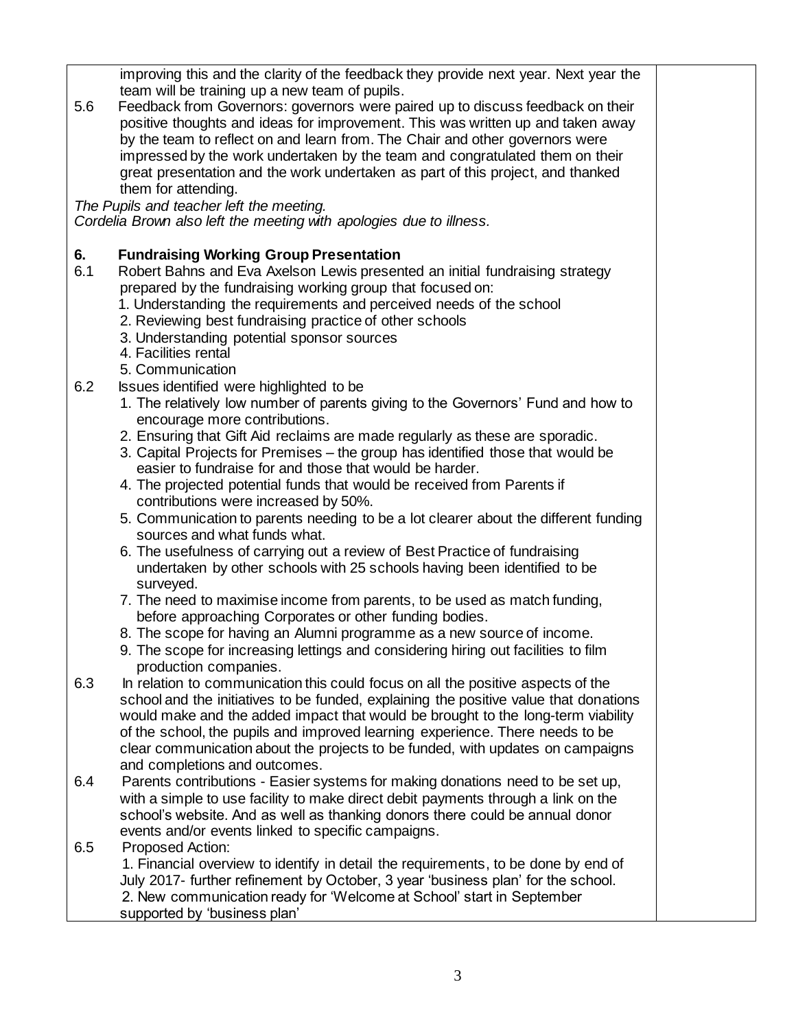improving this and the clarity of the feedback they provide next year. Next year the team will be training up a new team of pupils.

5.6 Feedback from Governors: governors were paired up to discuss feedback on their positive thoughts and ideas for improvement. This was written up and taken away by the team to reflect on and learn from. The Chair and other governors were impressed by the work undertaken by the team and congratulated them on their great presentation and the work undertaken as part of this project, and thanked them for attending.

*The Pupils and teacher left the meeting.*
*Cordelia Brown also left the meeting with apologies due to illness.*

**6. Fundraising Working Group Presentation**

6.1 Robert Bahns and Eva Axelson Lewis presented an initial fundraising strategy prepared by the fundraising working group that focused on:

1. Understanding the requirements and perceived needs of the school
2. Reviewing best fundraising practice of other schools
3. Understanding potential sponsor sources
4. Facilities rental
5. Communication

6.2 Issues identified were highlighted to be

1. The relatively low number of parents giving to the Governors' Fund and how to encourage more contributions.
2. Ensuring that Gift Aid reclaims are made regularly as these are sporadic.
3. Capital Projects for Premises – the group has identified those that would be easier to fundraise for and those that would be harder.
4. The projected potential funds that would be received from Parents if contributions were increased by 50%.
5. Communication to parents needing to be a lot clearer about the different funding sources and what funds what.
6. The usefulness of carrying out a review of Best Practice of fundraising undertaken by other schools with 25 schools having been identified to be surveyed.
7. The need to maximise income from parents, to be used as match funding, before approaching Corporates or other funding bodies.
8. The scope for having an Alumni programme as a new source of income.
9. The scope for increasing lettings and considering hiring out facilities to film production companies.

6.3 In relation to communication this could focus on all the positive aspects of the school and the initiatives to be funded, explaining the positive value that donations would make and the added impact that would be brought to the long-term viability of the school, the pupils and improved learning experience. There needs to be clear communication about the projects to be funded, with updates on campaigns and completions and outcomes.

6.4 Parents contributions - Easier systems for making donations need to be set up, with a simple to use facility to make direct debit payments through a link on the school's website. And as well as thanking donors there could be annual donor events and/or events linked to specific campaigns.

6.5 Proposed Action:

1. Financial overview to identify in detail the requirements, to be done by end of July 2017- further refinement by October, 3 year 'business plan' for the school.
2. New communication ready for 'Welcome at School' start in September supported by 'business plan'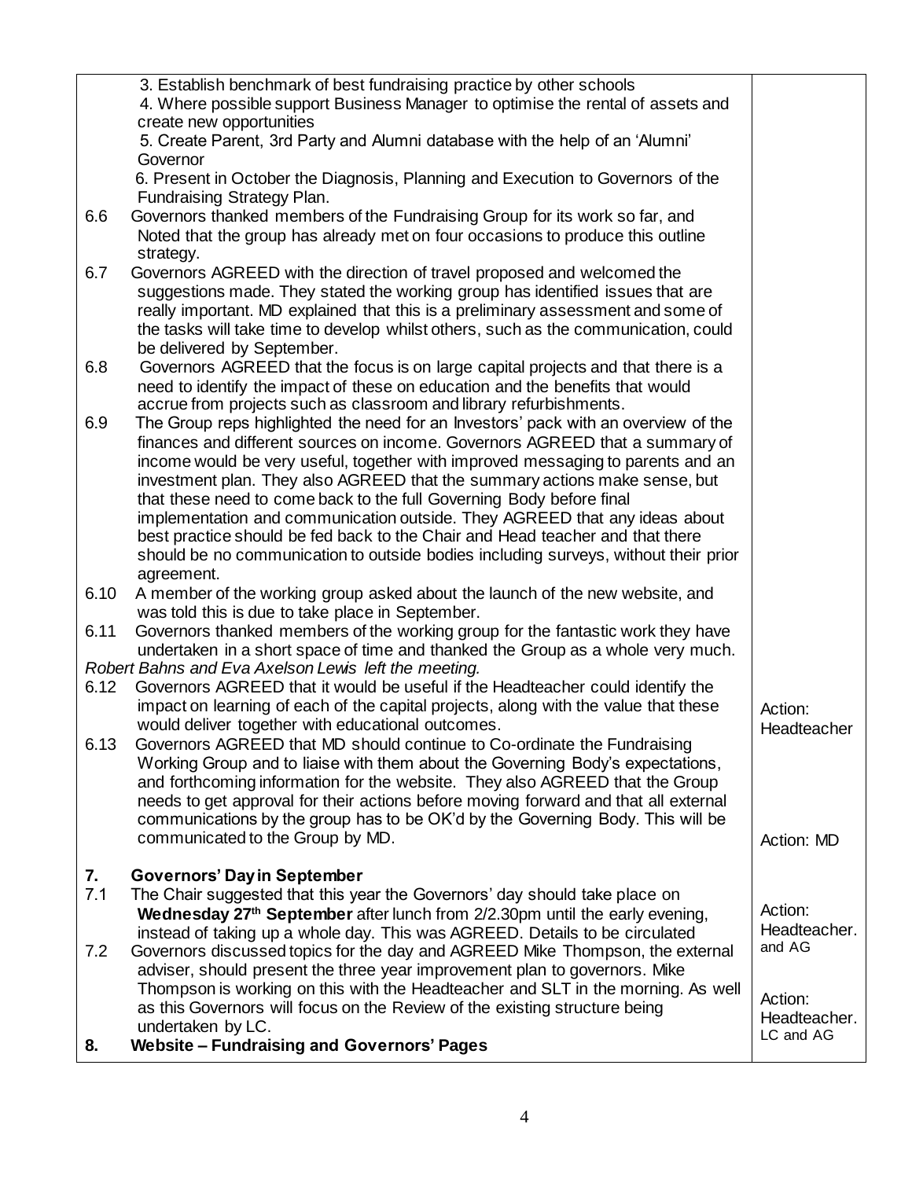| | |
|---|---|
| 3. Establish benchmark of best fundraising practice by other schools<br>4. Where possible support Business Manager to optimise the rental of assets and create new opportunities<br>5. Create Parent, 3rd Party and Alumni database with the help of an 'Alumni' Governor<br>6. Present in October the Diagnosis, Planning and Execution to Governors of the Fundraising Strategy Plan. | |
| 6.6 Governors thanked members of the Fundraising Group for its work so far, and Noted that the group has already met on four occasions to produce this outline strategy. | |
| 6.7 Governors AGREED with the direction of travel proposed and welcomed the suggestions made. They stated the working group has identified issues that are really important. MD explained that this is a preliminary assessment and some of the tasks will take time to develop whilst others, such as the communication, could be delivered by September. | |
| 6.8 Governors AGREED that the focus is on large capital projects and that there is a need to identify the impact of these on education and the benefits that would accrue from projects such as classroom and library refurbishments. | |
| 6.9 The Group reps highlighted the need for an Investors' pack with an overview of the finances and different sources on income. Governors AGREED that a summary of income would be very useful, together with improved messaging to parents and an investment plan. They also AGREED that the summary actions make sense, but that these need to come back to the full Governing Body before final implementation and communication outside. They AGREED that any ideas about best practice should be fed back to the Chair and Head teacher and that there should be no communication to outside bodies including surveys, without their prior agreement. | |
| 6.10 A member of the working group asked about the launch of the new website, and was told this is due to take place in September. | |
| 6.11 Governors thanked members of the working group for the fantastic work they have undertaken in a short space of time and thanked the Group as a whole very much. | |
| *Robert Bahns and Eva Axelson Lewis left the meeting.* | |
| 6.12 Governors AGREED that it would be useful if the Headteacher could identify the impact on learning of each of the capital projects, along with the value that these would deliver together with educational outcomes. | Action: Headteacher |
| 6.13 Governors AGREED that MD should continue to Co-ordinate the Fundraising Working Group and to liaise with them about the Governing Body's expectations, and forthcoming information for the website. They also AGREED that the Group needs to get approval for their actions before moving forward and that all external communications by the group has to be OK'd by the Governing Body. This will be communicated to the Group by MD. | Action: MD |
| **7. Governors' Day in September** | |
| 7.1 The Chair suggested that this year the Governors' day should take place on **Wednesday 27th September** after lunch from 2/2.30pm until the early evening, instead of taking up a whole day. This was AGREED. Details to be circulated | Action: Headteacher. and AG |
| 7.2 Governors discussed topics for the day and AGREED Mike Thompson, the external adviser, should present the three year improvement plan to governors. Mike Thompson is working on this with the Headteacher and SLT in the morning. As well as this Governors will focus on the Review of the existing structure being undertaken by LC. | Action: Headteacher. LC and AG |
| **8. Website – Fundraising and Governors' Pages** | |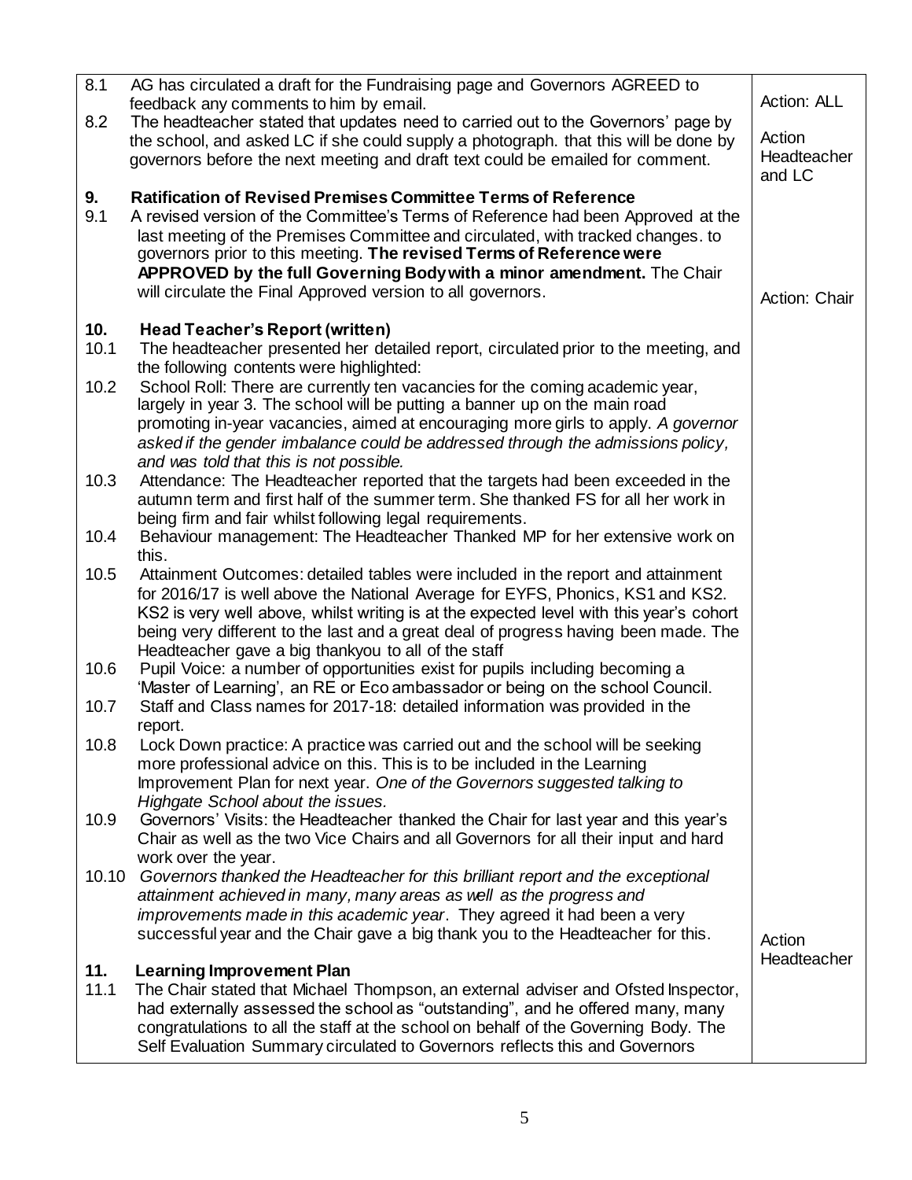| | | |
|---|---|---|
| 8.1 | AG has circulated a draft for the Fundraising page and Governors AGREED to feedback any comments to him by email. | Action: ALL |
| 8.2 | The headteacher stated that updates need to carried out to the Governors' page by the school, and asked LC if she could supply a photograph. that this will be done by governors before the next meeting and draft text could be emailed for comment. | Action Headteacher and LC |
| **9.** | **Ratification of Revised Premises Committee Terms of Reference** | |
| 9.1 | A revised version of the Committee's Terms of Reference had been Approved at the last meeting of the Premises Committee and circulated, with tracked changes. to governors prior to this meeting. **The revised Terms of Reference were APPROVED by the full Governing Body with a minor amendment.** The Chair will circulate the Final Approved version to all governors. | Action: Chair |
| **10.** | **Head Teacher's Report (written)** | |
| 10.1 | The headteacher presented her detailed report, circulated prior to the meeting, and the following contents were highlighted: | |
| 10.2 | School Roll: There are currently ten vacancies for the coming academic year, largely in year 3. The school will be putting a banner up on the main road promoting in-year vacancies, aimed at encouraging more girls to apply. *A governor asked if the gender imbalance could be addressed through the admissions policy, and was told that this is not possible.* | |
| 10.3 | Attendance: The Headteacher reported that the targets had been exceeded in the autumn term and first half of the summer term. She thanked FS for all her work in being firm and fair whilst following legal requirements. | |
| 10.4 | Behaviour management: The Headteacher Thanked MP for her extensive work on this. | |
| 10.5 | Attainment Outcomes: detailed tables were included in the report and attainment for 2016/17 is well above the National Average for EYFS, Phonics, KS1 and KS2. KS2 is very well above, whilst writing is at the expected level with this year's cohort being very different to the last and a great deal of progress having been made. The Headteacher gave a big thankyou to all of the staff | |
| 10.6 | Pupil Voice: a number of opportunities exist for pupils including becoming a 'Master of Learning', an RE or Eco ambassador or being on the school Council. | |
| 10.7 | Staff and Class names for 2017-18: detailed information was provided in the report. | |
| 10.8 | Lock Down practice: A practice was carried out and the school will be seeking more professional advice on this. This is to be included in the Learning Improvement Plan for next year. *One of the Governors suggested talking to Highgate School about the issues.* | |
| 10.9 | Governors' Visits: the Headteacher thanked the Chair for last year and this year's Chair as well as the two Vice Chairs and all Governors for all their input and hard work over the year. | |
| 10.10 | *Governors thanked the Headteacher for this brilliant report and the exceptional attainment achieved in many, many areas as well as the progress and improvements made in this academic year*. They agreed it had been a very successful year and the Chair gave a big thank you to the Headteacher for this. | Action Headteacher |
| **11.** | **Learning Improvement Plan** | |
| 11.1 | The Chair stated that Michael Thompson, an external adviser and Ofsted Inspector, had externally assessed the school as "outstanding", and he offered many, many congratulations to all the staff at the school on behalf of the Governing Body. The Self Evaluation Summary circulated to Governors reflects this and Governors | |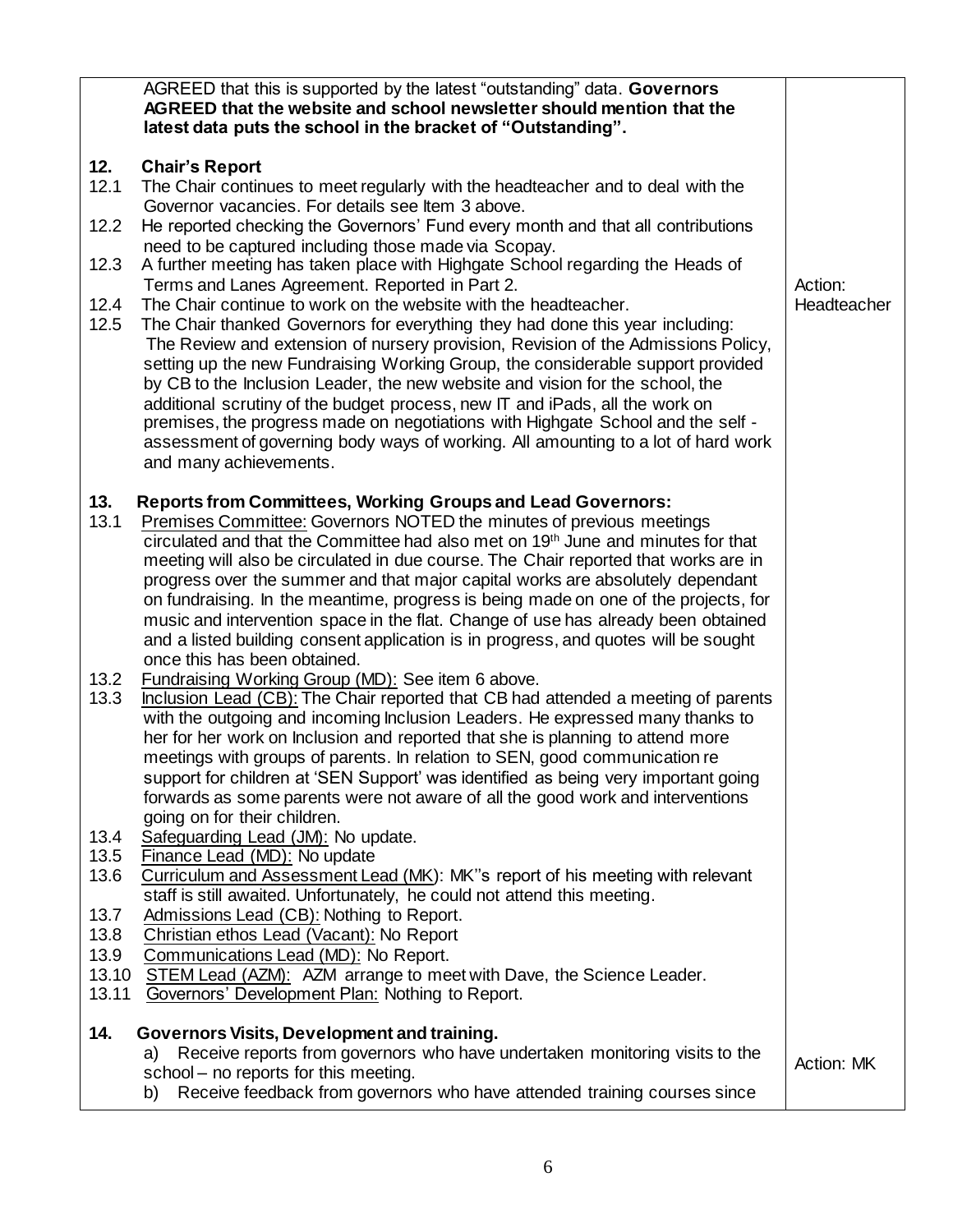| | |
|---|---|
| AGREED that this is supported by the latest "outstanding" data. **Governors AGREED that the website and school newsletter should mention that the latest data puts the school in the bracket of "Outstanding".** | |
| **12. Chair's Report**<br>12.1 The Chair continues to meet regularly with the headteacher and to deal with the Governor vacancies. For details see Item 3 above.<br>12.2 He reported checking the Governors' Fund every month and that all contributions need to be captured including those made via Scopay.<br>12.3 A further meeting has taken place with Highgate School regarding the Heads of Terms and Lanes Agreement. Reported in Part 2.<br>12.4 The Chair continue to work on the website with the headteacher.<br>12.5 The Chair thanked Governors for everything they had done this year including: The Review and extension of nursery provision, Revision of the Admissions Policy, setting up the new Fundraising Working Group, the considerable support provided by CB to the Inclusion Leader, the new website and vision for the school, the additional scrutiny of the budget process, new IT and iPads, all the work on premises, the progress made on negotiations with Highgate School and the self - assessment of governing body ways of working. All amounting to a lot of hard work and many achievements. | Action: Headteacher |
| **13. Reports from Committees, Working Groups and Lead Governors:**<br>13.1 Premises Committee: Governors NOTED the minutes of previous meetings circulated and that the Committee had also met on 19th June and minutes for that meeting will also be circulated in due course. The Chair reported that works are in progress over the summer and that major capital works are absolutely dependant on fundraising. In the meantime, progress is being made on one of the projects, for music and intervention space in the flat. Change of use has already been obtained and a listed building consent application is in progress, and quotes will be sought once this has been obtained.<br>13.2 Fundraising Working Group (MD): See item 6 above.<br>13.3 Inclusion Lead (CB): The Chair reported that CB had attended a meeting of parents with the outgoing and incoming Inclusion Leaders. He expressed many thanks to her for her work on Inclusion and reported that she is planning to attend more meetings with groups of parents. In relation to SEN, good communication re support for children at 'SEN Support' was identified as being very important going forwards as some parents were not aware of all the good work and interventions going on for their children.<br>13.4 Safeguarding Lead (JM): No update.<br>13.5 Finance Lead (MD): No update<br>13.6 Curriculum and Assessment Lead (MK): MK''s report of his meeting with relevant staff is still awaited. Unfortunately, he could not attend this meeting.<br>13.7 Admissions Lead (CB): Nothing to Report.<br>13.8 Christian ethos Lead (Vacant): No Report<br>13.9 Communications Lead (MD): No Report.<br>13.10 STEM Lead (AZM): AZM arrange to meet with Dave, the Science Leader.<br>13.11 Governors' Development Plan: Nothing to Report. | |
| **14. Governors Visits, Development and training.**<br>a) Receive reports from governors who have undertaken monitoring visits to the school – no reports for this meeting.<br>b) Receive feedback from governors who have attended training courses since | Action: MK |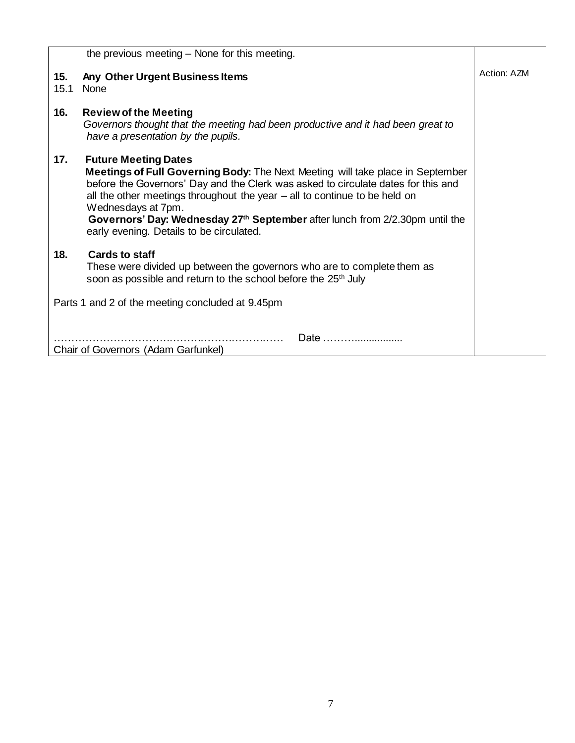| | |
|---|---|
| the previous meeting – None for this meeting.<br><br>**15. Any Other Urgent Business Items**<br>15.1 None<br><br>**16. Review of the Meeting**<br>*Governors thought that the meeting had been productive and it had been great to have a presentation by the pupils.*<br><br>**17. Future Meeting Dates**<br>**Meetings of Full Governing Body:** The Next Meeting will take place in September before the Governors' Day and the Clerk was asked to circulate dates for this and all the other meetings throughout the year – all to continue to be held on Wednesdays at 7pm.<br>**Governors' Day: Wednesday 27th September** after lunch from 2/2.30pm until the early evening. Details to be circulated.<br><br>**18. Cards to staff**<br>These were divided up between the governors who are to complete them as soon as possible and return to the school before the 25th July<br><br>Parts 1 and 2 of the meeting concluded at 9.45pm<br><br>…………………………………………………………… Date …………...............<br>Chair of Governors (Adam Garfunkel) | Action: AZM |